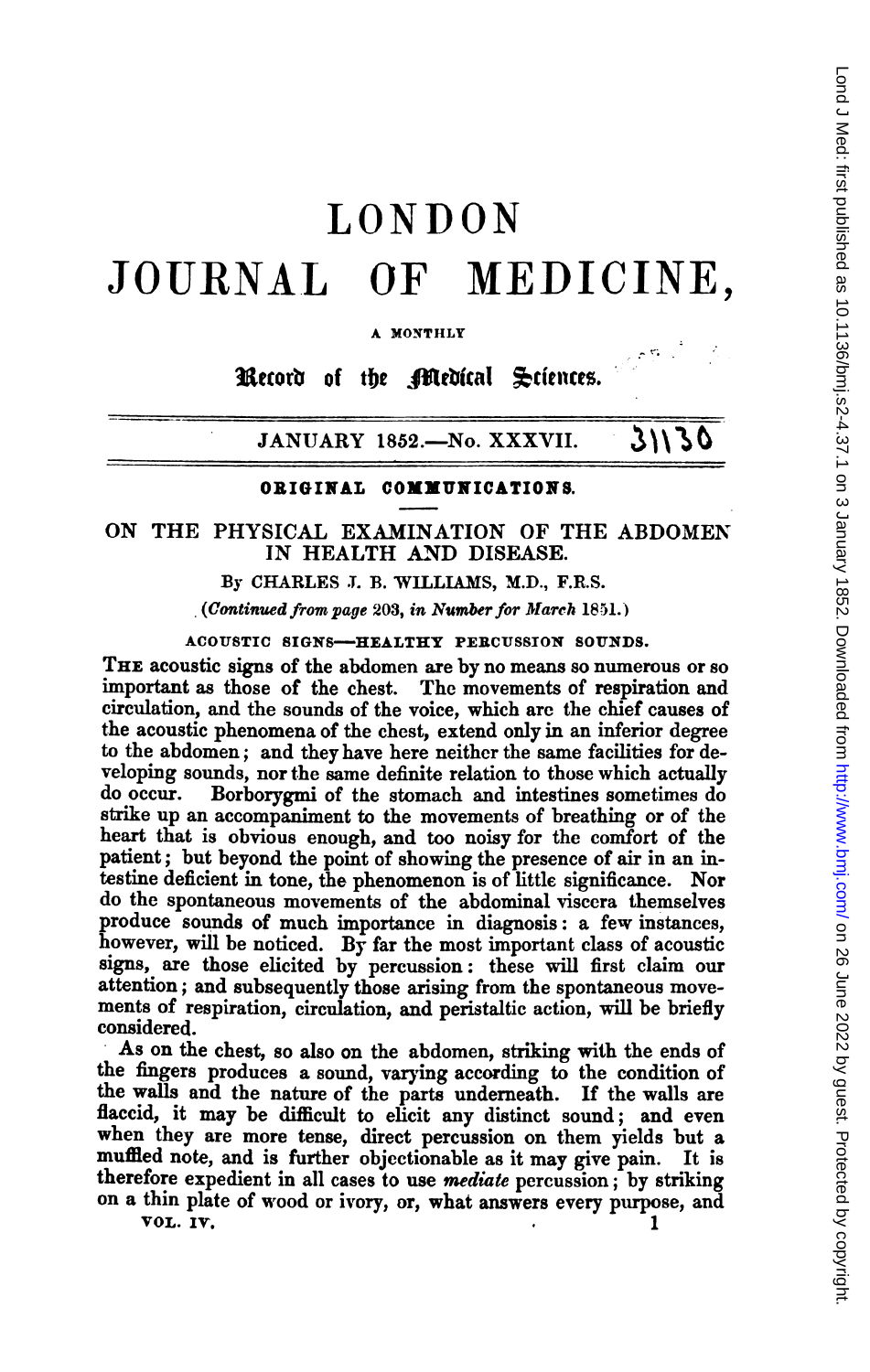# LONDON JOURNAL OF MEDICINE,

A MONTHLY

**Record of the Medical Sciences.**

JANUARY 1852.—No. XXXVII.

## ORIGINAL COMMUNICATIONS.

### ON THE PHYSICAL EXAMINATION OF THE ABDOMEN IN HEALTH AND DISEASE.

By CHARLES J. B. WILLIAMS, M.D., F.R.S.

*(Continued from page 203, in Number for March 1851.)*

#### ACOUSTIC SIGNS—HEALTHY PERCUSSION SOUNDS.

THE acoustic signs of the abdomen are by no means so numerous or so important as those of the chest. The movements of respiration and circulation, and the sounds of the voice, which are the chief causes of the acoustic phenomena of the chest, extend only in an inferior degree to the abdomen; and they have here neither the same facilities for developing sounds, nor the same definite relation to those which actually do occur. Borborygmi of the stomach and intestines sometimes do strike up an accompaniment to the movements of breathing or of the heart that is obvious enough, and too noisy for the comfort of the patient; but beyond the point of showing the presence of air in an intestine deficient in tone, the phenomenon is of little significance. Nor do the spontaneous movements of the abdominal viscera themselves produce sounds of much importance in diagnosis: a few instances, however, will be noticed. By far the most important class of acoustic signs, are those elicited by percussion: these will first claim our attention; and subsequently those arising from the spontaneous movements of respiration, circulation, and peristaltic action, will be briefly considered.

As on the chest, so also on the abdomen, striking with the ends of the fingers produces a sound, varying according to the condition of the walls and the nature of the parts underneath. If the walls are flaccid, it may be difficult to elicit any distinct sound; and even when they are more tense, direct percussion on them yields but a muffled note, and is further objectionable as it may give pain. It is therefore expedient in all cases to use *mediate* percussion; by striking on a thin plate of wood or ivory, or, what answers every purpose, and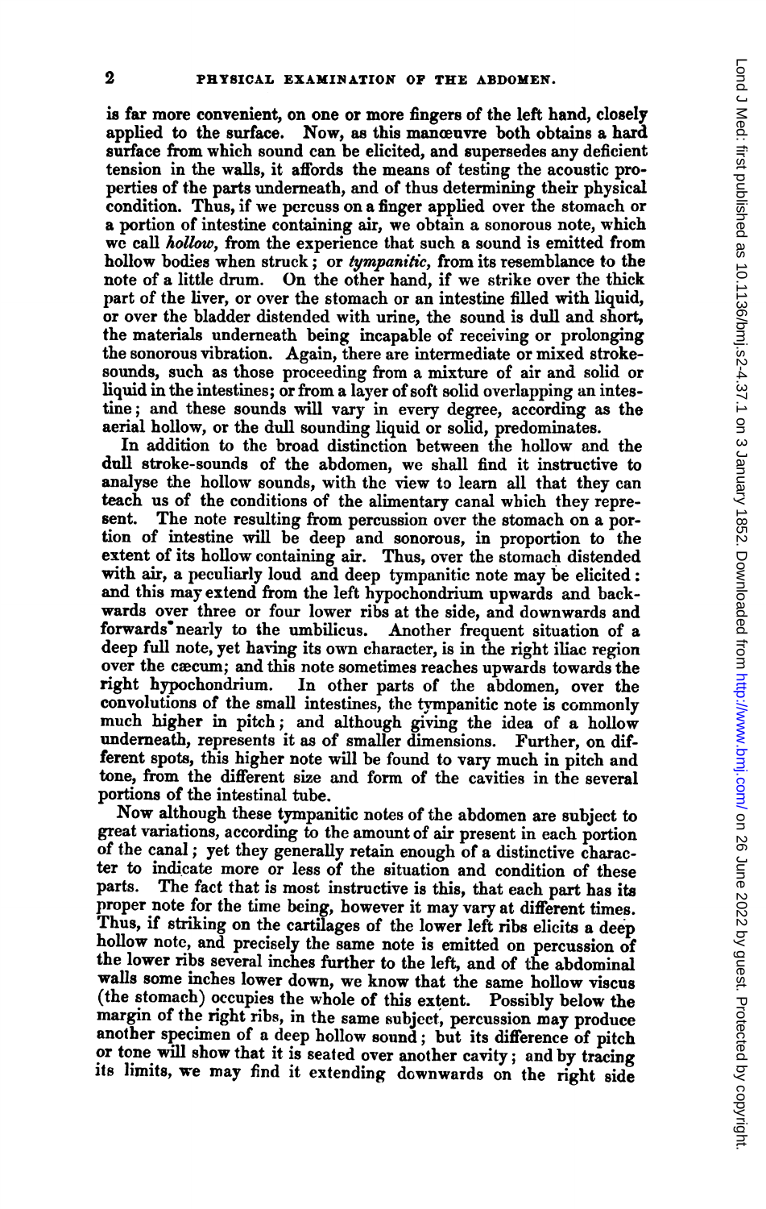is far more convenient, on one or more fingers of the left hand, closely applied to the surface. Now, as this manœuvre both obtains a hard surface from which sound can be elicited, and supersedes any deficient tension in the walls, it affords the means of testing the acoustic properties of the parts underneath, and of thus determining their physical condition. Thus, if we percuss on a finger applied over the stomach or a portion of intestine containing air, we obtain a sonorous note, which we call *hollow*, from the experience that such a sound is emitted from hollow bodies when struck; or *tympanitic*, from its resemblance to the note of a little drum. On the other hand, if we strike over the thick part of the liver, or over the stomach or an intestine filled with liquid, or over the bladder distended with urine, the sound is dull and short, the materials underneath being incapable of receiving or prolonging the sonorous vibration. Again, there are intermediate or mixed stroke-sounds, such as those proceeding from a mixture of air and solid or liquid in the intestines; or from a layer of soft solid overlapping an intestine; and these sounds will vary in every degree, according as the aerial hollow, or the dull sounding liquid or solid, predominates.

In addition to the broad distinction between the hollow and the dull stroke-sounds of the abdomen, we shall find it instructive to analyse the hollow sounds, with the view to learn all that they can teach us of the conditions of the alimentary canal which they represent. The note resulting from percussion over the stomach on a portion of intestine will be deep and sonorous, in proportion to the extent of its hollow containing air. Thus, over the stomach distended with air, a peculiarly loud and deep tympanitic note may be elicited: and this may extend from the left hypochondrium upwards and backwards over three or four lower ribs at the side, and downwards and forwards nearly to the umbilicus. Another frequent situation of a deep full note, yet having its own character, is in the right iliac region over the cæcum; and this note sometimes reaches upwards towards the right hypochondrium. In other parts of the abdomen, over the convolutions of the small intestines, the tympanitic note is commonly much higher in pitch; and although giving the idea of a hollow underneath, represents it as of smaller dimensions. Further, on different spots, this higher note will be found to vary much in pitch and tone, from the different size and form of the cavities in the several portions of the intestinal tube.

Now although these tympanitic notes of the abdomen are subject to great variations, according to the amount of air present in each portion of the canal; yet they generally retain enough of a distinctive character to indicate more or less of the situation and condition of these parts. The fact that is most instructive is this, that each part has its proper note for the time being, however it may vary at different times. Thus, if striking on the cartilages of the lower left ribs elicits a deep hollow note, and precisely the same note is emitted on percussion of the lower ribs several inches further to the left, and of the abdominal walls some inches lower down, we know that the same hollow viscus (the stomach) occupies the whole of this extent. Possibly below the margin of the right ribs, in the same subject, percussion may produce another specimen of a deep hollow sound; but its difference of pitch or tone will show that it is seated over another cavity; and by tracing its limits, we may find it extending downwards on the right side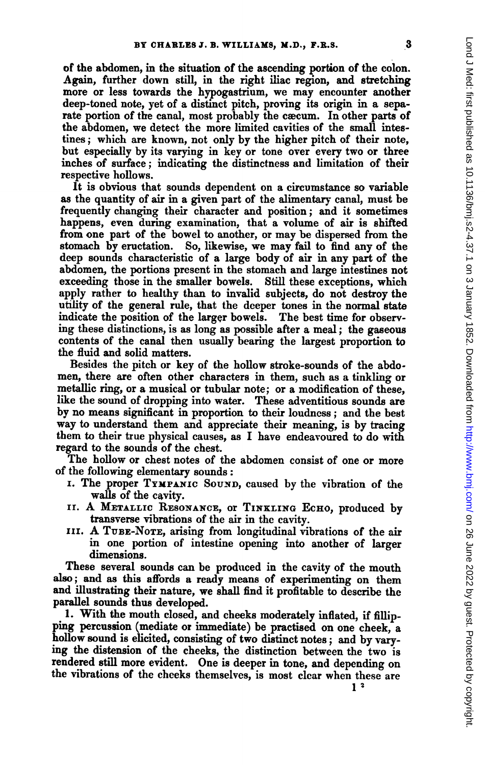of the abdomen, in the situation of the ascending portion of the colon. Again, further down still, in the right iliac region, and stretching more or less towards the hypogastrium, we may encounter another deep-toned note, yet of a distinct pitch, proving its origin in a separate portion of the canal, most probably the cæcum. In other parts of the abdomen, we detect the more limited cavities of the small intestines; which are known, not only by the higher pitch of their note, but especially by its varying in key or tone over every two or three inches of surface; indicating the distinctness and limitation of their respective hollows.

It is obvious that sounds dependent on a circumstance so variable as the quantity of air in a given part of the alimentary canal, must be frequently changing their character and position; and it sometimes happens, even during examination, that a volume of air is shifted from one part of the bowel to another, or may be dispersed from the stomach by eructation. So, likewise, we may fail to find any of the deep sounds characteristic of a large body of air in any part of the abdomen, the portions present in the stomach and large intestines not exceeding those in the smaller bowels. Still these exceptions, which apply rather to healthy than to invalid subjects, do not destroy the utility of the general rule, that the deeper tones in the normal state indicate the position of the larger bowels. The best time for observing these distinctions, is as long as possible after a meal; the gaseous contents of the canal then usually bearing the largest proportion to the fluid and solid matters.

Besides the pitch or key of the hollow stroke-sounds of the abdomen, there are often other characters in them, such as a tinkling or metallic ring, or a musical or tubular note; or a modification of these, like the sound of dropping into water. These adventitious sounds are by no means significant in proportion to their loudness; and the best way to understand them and appreciate their meaning, is by tracing them to their true physical causes, as I have endeavoured to do with regard to the sounds of the chest.

The hollow or chest notes of the abdomen consist of one or more of the following elementary sounds:

I. The proper Tympanic Sound, caused by the vibration of the walls of the cavity.

II. A Metallic Resonance, or Tinkling Echo, produced by transverse vibrations of the air in the cavity.

III. A Tube-Note, arising from longitudinal vibrations of the air in one portion of intestine opening into another of larger dimensions.

These several sounds can be produced in the cavity of the mouth also; and as this affords a ready means of experimenting on them and illustrating their nature, we shall find it profitable to describe the parallel sounds thus developed.

1. With the mouth closed, and cheeks moderately inflated, if fillipping percussion (mediate or immediate) be practised on one cheek, a hollow sound is elicited, consisting of two distinct notes; and by varying the distension of the cheeks, the distinction between the two is rendered still more evident. One is deeper in tone, and depending on the vibrations of the cheeks themselves, is most clear when these are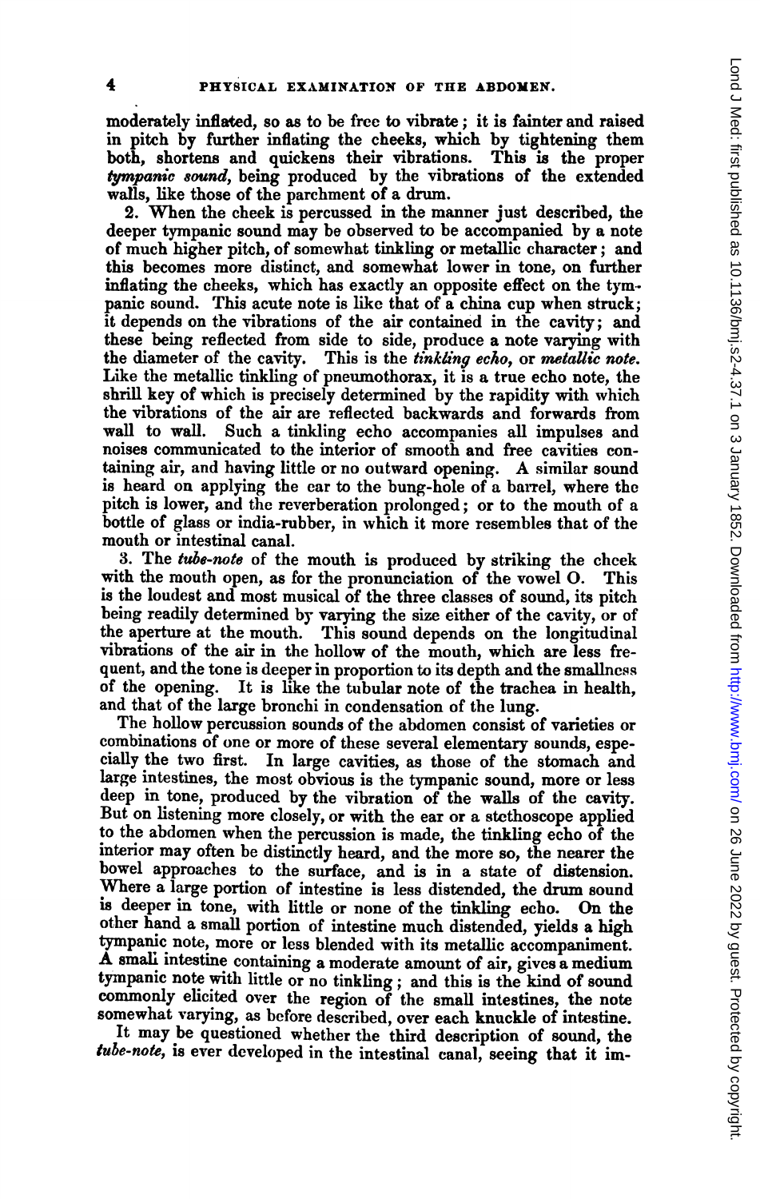moderately inflated, so as to be free to vibrate; it is fainter and raised in pitch by further inflating the cheeks, which by tightening them both, shortens and quickens their vibrations. This is the proper *tympanic sound*, being produced by the vibrations of the extended walls, like those of the parchment of a drum.

2. When the cheek is percussed in the manner just described, the deeper tympanic sound may be observed to be accompanied by a note of much higher pitch, of somewhat tinkling or metallic character; and this becomes more distinct, and somewhat lower in tone, on further inflating the cheeks, which has exactly an opposite effect on the tympanic sound. This acute note is like that of a china cup when struck; it depends on the vibrations of the air contained in the cavity; and these being reflected from side to side, produce a note varying with the diameter of the cavity. This is the *tinkling echo*, or *metallic note*. Like the metallic tinkling of pneumothorax, it is a true echo note, the shrill key of which is precisely determined by the rapidity with which the vibrations of the air are reflected backwards and forwards from wall to wall. Such a tinkling echo accompanies all impulses and noises communicated to the interior of smooth and free cavities containing air, and having little or no outward opening. A similar sound is heard on applying the ear to the bung-hole of a barrel, where the pitch is lower, and the reverberation prolonged; or to the mouth of a bottle of glass or india-rubber, in which it more resembles that of the mouth or intestinal canal.

3. The *tube-note* of the mouth is produced by striking the cheek with the mouth open, as for the pronunciation of the vowel O. This is the loudest and most musical of the three classes of sound, its pitch being readily determined by varying the size either of the cavity, or of the aperture at the mouth. This sound depends on the longitudinal vibrations of the air in the hollow of the mouth, which are less frequent, and the tone is deeper in proportion to its depth and the smallness of the opening. It is like the tubular note of the trachea in health, and that of the large bronchi in condensation of the lung.

The hollow percussion sounds of the abdomen consist of varieties or combinations of one or more of these several elementary sounds, especially the two first. In large cavities, as those of the stomach and large intestines, the most obvious is the tympanic sound, more or less deep in tone, produced by the vibration of the walls of the cavity. But on listening more closely, or with the ear or a stethoscope applied to the abdomen when the percussion is made, the tinkling echo of the interior may often be distinctly heard, and the more so, the nearer the bowel approaches to the surface, and is in a state of distension. Where a large portion of intestine is less distended, the drum sound is deeper in tone, with little or none of the tinkling echo. On the other hand a small portion of intestine much distended, yields a high tympanic note, more or less blended with its metallic accompaniment. A small intestine containing a moderate amount of air, gives a medium tympanic note with little or no tinkling; and this is the kind of sound commonly elicited over the region of the small intestines, the note somewhat varying, as before described, over each knuckle of intestine.

It may be questioned whether the third description of sound, the *tube-note*, is ever developed in the intestinal canal, seeing that it im-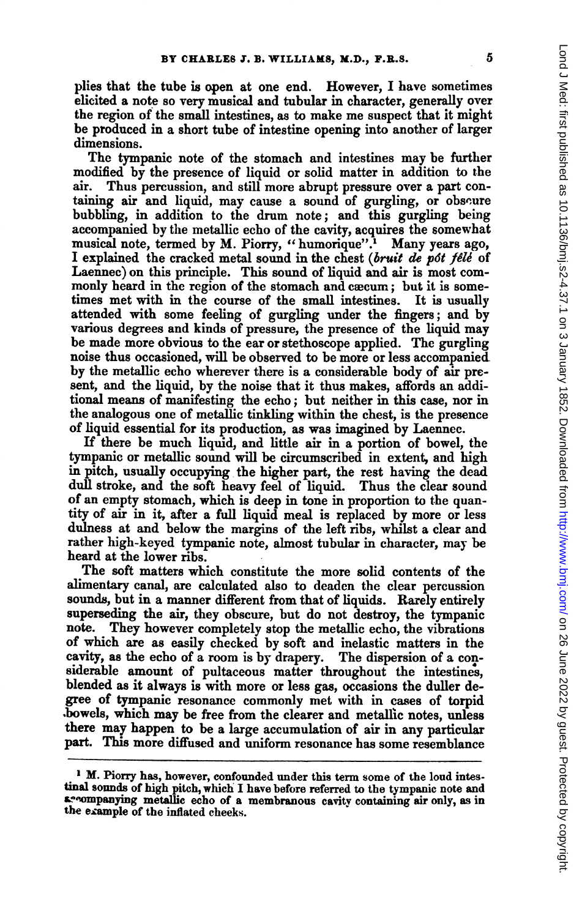plies that the tube is open at one end. However, I have sometimes elicited a note so very musical and tubular in character, generally over the region of the small intestines, as to make me suspect that it might be produced in a short tube of intestine opening into another of larger dimensions.

The tympanic note of the stomach and intestines may be further modified by the presence of liquid or solid matter in addition to the air. Thus percussion, and still more abrupt pressure over a part containing air and liquid, may cause a sound of gurgling, or obscure bubbling, in addition to the drum note; and this gurgling being accompanied by the metallic echo of the cavity, acquires the somewhat musical note, termed by M. Piorry, "humorique".[1] Many years ago, I explained the cracked metal sound in the chest (*bruit de pôt fêlé* of Laennec) on this principle. This sound of liquid and air is most commonly heard in the region of the stomach and cæcum; but it is sometimes met with in the course of the small intestines. It is usually attended with some feeling of gurgling under the fingers; and by various degrees and kinds of pressure, the presence of the liquid may be made more obvious to the ear or stethoscope applied. The gurgling noise thus occasioned, will be observed to be more or less accompanied by the metallic echo wherever there is a considerable body of air present, and the liquid, by the noise that it thus makes, affords an additional means of manifesting the echo; but neither in this case, nor in the analogous one of metallic tinkling within the chest, is the presence of liquid essential for its production, as was imagined by Laennec.

If there be much liquid, and little air in a portion of bowel, the tympanic or metallic sound will be circumscribed in extent, and high in pitch, usually occupying the higher part, the rest having the dead dull stroke, and the soft heavy feel of liquid. Thus the clear sound of an empty stomach, which is deep in tone in proportion to the quantity of air in it, after a full liquid meal is replaced by more or less dulness at and below the margins of the left ribs, whilst a clear and rather high-keyed tympanic note, almost tubular in character, may be heard at the lower ribs.

The soft matters which constitute the more solid contents of the alimentary canal, are calculated also to deaden the clear percussion sounds, but in a manner different from that of liquids. Rarely entirely superseding the air, they obscure, but do not destroy, the tympanic note. They however completely stop the metallic echo, the vibrations of which are as easily checked by soft and inelastic matters in the cavity, as the echo of a room is by drapery. The dispersion of a considerable amount of pultaceous matter throughout the intestines, blended as it always is with more or less gas, occasions the duller degree of tympanic resonance commonly met with in cases of torpid bowels, which may be free from the clearer and metallic notes, unless there may happen to be a large accumulation of air in any particular part. This more diffused and uniform resonance has some resemblance

---

[1] M. Piorry has, however, confounded under this term some of the loud intestinal sounds of high pitch, which I have before referred to the tympanic note and accompanying metallic echo of a membranous cavity containing air only, as in the example of the inflated cheeks.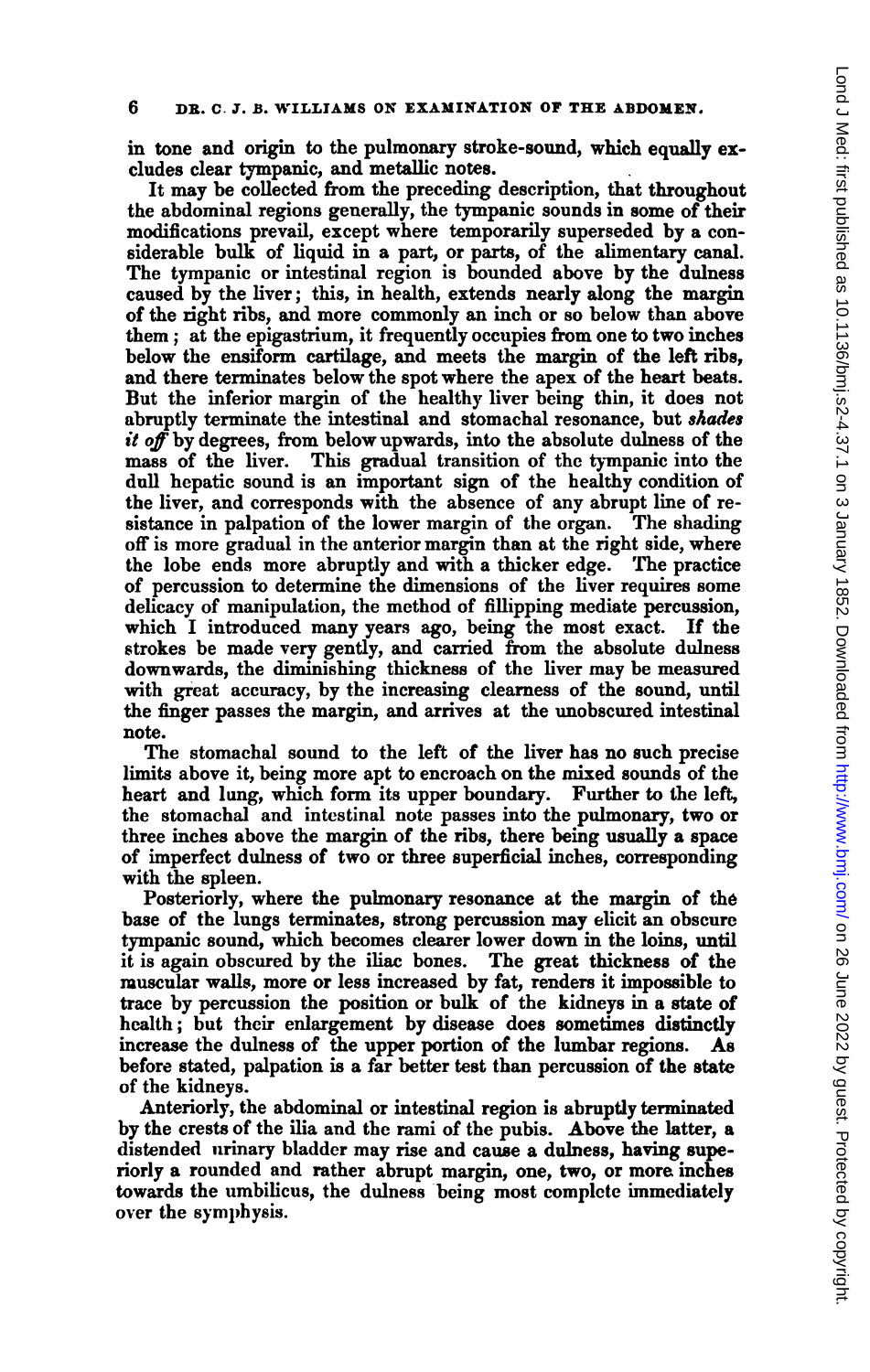in tone and origin to the pulmonary stroke-sound, which equally excludes clear tympanic, and metallic notes.

It may be collected from the preceding description, that throughout the abdominal regions generally, the tympanic sounds in some of their modifications prevail, except where temporarily superseded by a considerable bulk of liquid in a part, or parts, of the alimentary canal. The tympanic or intestinal region is bounded above by the dulness caused by the liver; this, in health, extends nearly along the margin of the right ribs, and more commonly an inch or so below than above them; at the epigastrium, it frequently occupies from one to two inches below the ensiform cartilage, and meets the margin of the left ribs, and there terminates below the spot where the apex of the heart beats. But the inferior margin of the healthy liver being thin, it does not abruptly terminate the intestinal and stomachal resonance, but *shades it off* by degrees, from below upwards, into the absolute dulness of the mass of the liver. This gradual transition of the tympanic into the dull hepatic sound is an important sign of the healthy condition of the liver, and corresponds with the absence of any abrupt line of resistance in palpation of the lower margin of the organ. The shading off is more gradual in the anterior margin than at the right side, where the lobe ends more abruptly and with a thicker edge. The practice of percussion to determine the dimensions of the liver requires some delicacy of manipulation, the method of fillipping mediate percussion, which I introduced many years ago, being the most exact. If the strokes be made very gently, and carried from the absolute dulness downwards, the diminishing thickness of the liver may be measured with great accuracy, by the increasing clearness of the sound, until the finger passes the margin, and arrives at the unobscured intestinal note.

The stomachal sound to the left of the liver has no such precise limits above it, being more apt to encroach on the mixed sounds of the heart and lung, which form its upper boundary. Further to the left, the stomachal and intestinal note passes into the pulmonary, two or three inches above the margin of the ribs, there being usually a space of imperfect dulness of two or three superficial inches, corresponding with the spleen.

Posteriorly, where the pulmonary resonance at the margin of the base of the lungs terminates, strong percussion may elicit an obscure tympanic sound, which becomes clearer lower down in the loins, until it is again obscured by the iliac bones. The great thickness of the muscular walls, more or less increased by fat, renders it impossible to trace by percussion the position or bulk of the kidneys in a state of health; but their enlargement by disease does sometimes distinctly increase the dulness of the upper portion of the lumbar regions. As before stated, palpation is a far better test than percussion of the state of the kidneys.

Anteriorly, the abdominal or intestinal region is abruptly terminated by the crests of the ilia and the rami of the pubis. Above the latter, a distended urinary bladder may rise and cause a dulness, having superiorly a rounded and rather abrupt margin, one, two, or more inches towards the umbilicus, the dulness being most complete immediately over the symphysis.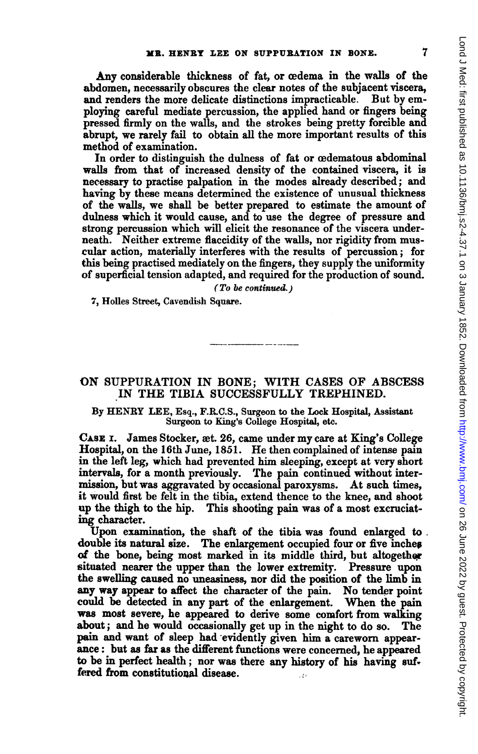Any considerable thickness of fat, or œdema in the walls of the abdomen, necessarily obscures the clear notes of the subjacent viscera, and renders the more delicate distinctions impracticable. But by employing careful mediate percussion, the applied hand or fingers being pressed firmly on the walls, and the strokes being pretty forcible and abrupt, we rarely fail to obtain all the more important results of this method of examination.

In order to distinguish the dulness of fat or œdematous abdominal walls from that of increased density of the contained viscera, it is necessary to practise palpation in the modes already described; and having by these means determined the existence of unusual thickness of the walls, we shall be better prepared to estimate the amount of dulness which it would cause, and to use the degree of pressure and strong percussion which will elicit the resonance of the viscera underneath. Neither extreme flaccidity of the walls, nor rigidity from muscular action, materially interferes with the results of percussion; for this being practised mediately on the fingers, they supply the uniformity of superficial tension adapted, and required for the production of sound.

*(To be continued.)*

7, Holles Street, Cavendish Square.

---

## ON SUPPURATION IN BONE; WITH CASES OF ABSCESS IN THE TIBIA SUCCESSFULLY TREPHINED.

By HENRY LEE, Esq., F.R.C.S., Surgeon to the Lock Hospital, Assistant Surgeon to King's College Hospital, etc.

CASE I. James Stocker, æt. 26, came under my care at King's College Hospital, on the 16th June, 1851. He then complained of intense pain in the left leg, which had prevented him sleeping, except at very short intervals, for a month previously. The pain continued without intermission, but was aggravated by occasional paroxysms. At such times, it would first be felt in the tibia, extend thence to the knee, and shoot up the thigh to the hip. This shooting pain was of a most excruciating character.

Upon examination, the shaft of the tibia was found enlarged to double its natural size. The enlargement occupied four or five inches of the bone, being most marked in its middle third, but altogether situated nearer the upper than the lower extremity. Pressure upon the swelling caused no uneasiness, nor did the position of the limb in any way appear to affect the character of the pain. No tender point could be detected in any part of the enlargement. When the pain was most severe, he appeared to derive some comfort from walking about; and he would occasionally get up in the night to do so. The pain and want of sleep had evidently given him a careworn appearance: but as far as the different functions were concerned, he appeared to be in perfect health; nor was there any history of his having suffered from constitutional disease.